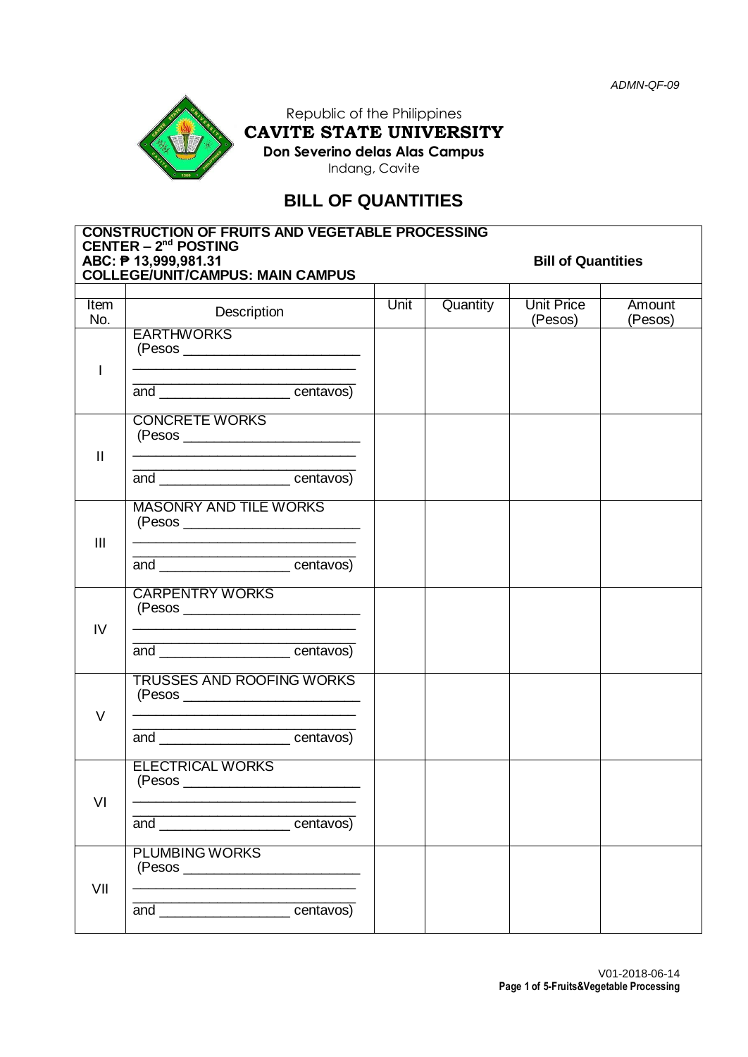ADMN-QF-09

Republic of the Philippines
**CAVITE STATE UNIVERSITY**
**Don Severino delas Alas Campus**
Indang, Cavite

# BILL OF QUANTITIES

| **CONSTRUCTION OF FRUITS AND VEGETABLE PROCESSING CENTER – 2nd POSTING**<br>**ABC: ₱ 13,999,981.31**<br>**COLLEGE/UNIT/CAMPUS: MAIN CAMPUS** | | **Bill of Quantities** | | | |
|---|---|---|---|---|---|
| Item No. | Description | Unit | Quantity | Unit Price (Pesos) | Amount (Pesos) |
| I | EARTHWORKS<br>(Pesos ________________________<br>____________________________<br>and _________________ centavos) | | | | |
| II | CONCRETE WORKS<br>(Pesos ________________________<br>____________________________<br>and _________________ centavos) | | | | |
| III | MASONRY AND TILE WORKS<br>(Pesos ________________________<br>____________________________<br>and _________________ centavos) | | | | |
| IV | CARPENTRY WORKS<br>(Pesos ________________________<br>____________________________<br>and _________________ centavos) | | | | |
| V | TRUSSES AND ROOFING WORKS<br>(Pesos ________________________<br>____________________________<br>and _________________ centavos) | | | | |
| VI | ELECTRICAL WORKS<br>(Pesos ________________________<br>____________________________<br>and _________________ centavos) | | | | |
| VII | PLUMBING WORKS<br>(Pesos ________________________<br>____________________________<br>and _________________ centavos) | | | | |

V01-2018-06-14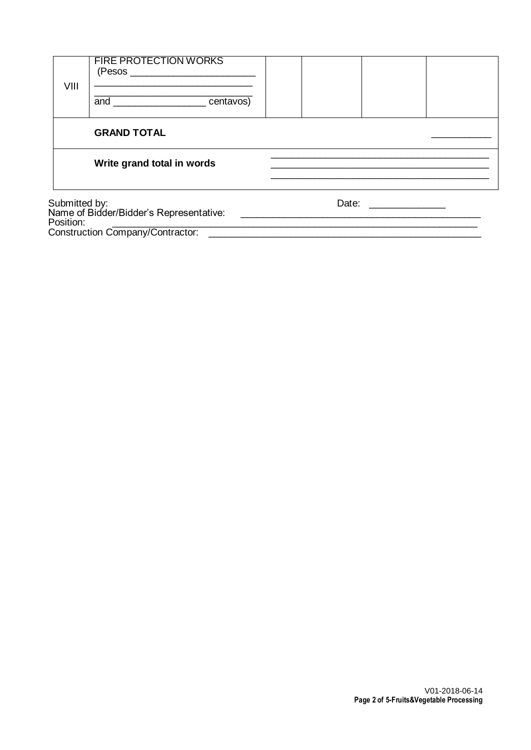| | | | | | |
|---|---|---|---|---|---|
| VIII | FIRE PROTECTION WORKS (Pesos ______________________ ____________________________ ____________________________ and ________________ centavos) | | | | |
| | **GRAND TOTAL** | | | | ___________ |
| | **Write grand total in words** | ________________________________________ ________________________________________ ________________________________________ | | | |

Submitted by: Date: ______________

Name of Bidder/Bidder's Representative: ____________________________________________

Position: ____________________________________________________________________

Construction Company/Contractor: __________________________________________________

V01-2018-06-14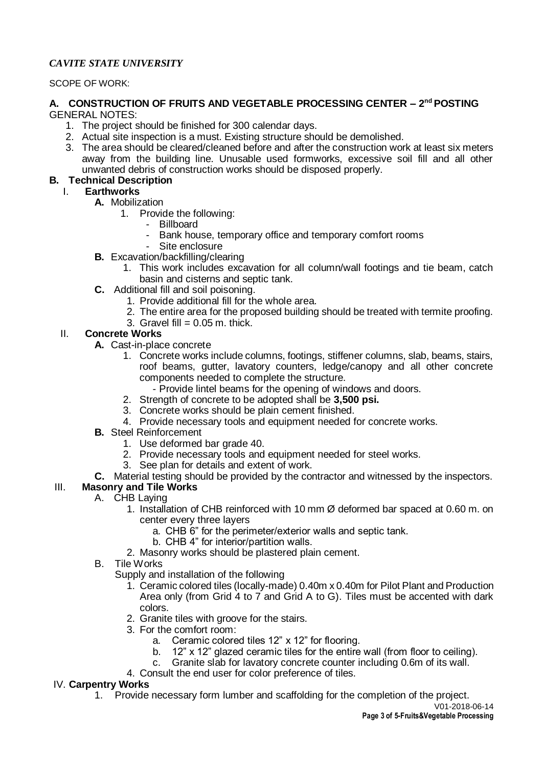*CAVITE STATE UNIVERSITY*

SCOPE OF WORK:

**A. CONSTRUCTION OF FRUITS AND VEGETABLE PROCESSING CENTER – 2nd POSTING**

GENERAL NOTES:

1. The project should be finished for 300 calendar days.
2. Actual site inspection is a must. Existing structure should be demolished.
3. The area should be cleared/cleaned before and after the construction work at least six meters away from the building line. Unusable used formworks, excessive soil fill and all other unwanted debris of construction works should be disposed properly.

**B. Technical Description**

I. **Earthworks**

- **A.** Mobilization
  1. Provide the following:
     - Billboard
     - Bank house, temporary office and temporary comfort rooms
     - Site enclosure
- **B.** Excavation/backfilling/clearing
  1. This work includes excavation for all column/wall footings and tie beam, catch basin and cisterns and septic tank.
- **C.** Additional fill and soil poisoning.
  1. Provide additional fill for the whole area.
  2. The entire area for the proposed building should be treated with termite proofing.
  3. Gravel fill = 0.05 m. thick.

II. **Concrete Works**

- **A.** Cast-in-place concrete
  1. Concrete works include columns, footings, stiffener columns, slab, beams, stairs, roof beams, gutter, lavatory counters, ledge/canopy and all other concrete components needed to complete the structure.
     - Provide lintel beams for the opening of windows and doors.
  2. Strength of concrete to be adopted shall be **3,500 psi.**
  3. Concrete works should be plain cement finished.
  4. Provide necessary tools and equipment needed for concrete works.
- **B.** Steel Reinforcement
  1. Use deformed bar grade 40.
  2. Provide necessary tools and equipment needed for steel works.
  3. See plan for details and extent of work.
- **C.** Material testing should be provided by the contractor and witnessed by the inspectors.

III. **Masonry and Tile Works**

- A. CHB Laying
  1. Installation of CHB reinforced with 10 mm Ø deformed bar spaced at 0.60 m. on center every three layers
     a. CHB 6" for the perimeter/exterior walls and septic tank.
     b. CHB 4" for interior/partition walls.
  2. Masonry works should be plastered plain cement.
- B. Tile Works

  Supply and installation of the following
  1. Ceramic colored tiles (locally-made) 0.40m x 0.40m for Pilot Plant and Production Area only (from Grid 4 to 7 and Grid A to G). Tiles must be accented with dark colors.
  2. Granite tiles with groove for the stairs.
  3. For the comfort room:
     a. Ceramic colored tiles 12" x 12" for flooring.
     b. 12" x 12" glazed ceramic tiles for the entire wall (from floor to ceiling).
     c. Granite slab for lavatory concrete counter including 0.6m of its wall.
  4. Consult the end user for color preference of tiles.

IV. **Carpentry Works**

1. Provide necessary form lumber and scaffolding for the completion of the project.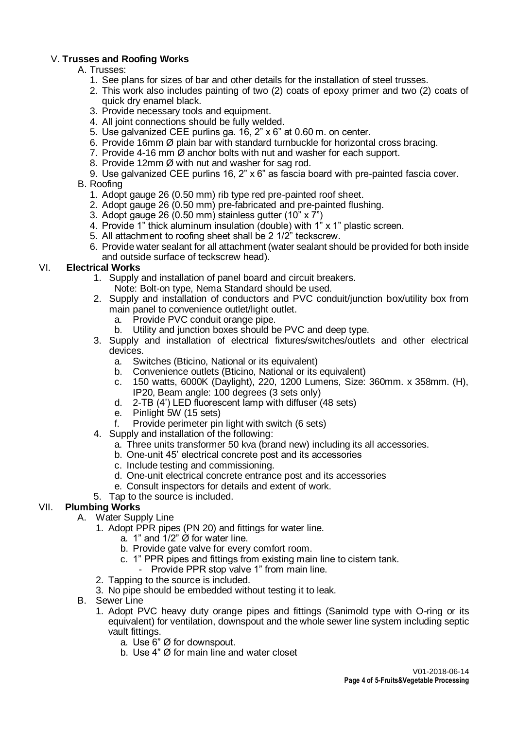## V. **Trusses and Roofing Works**

A. Trusses:

1. See plans for sizes of bar and other details for the installation of steel trusses.
2. This work also includes painting of two (2) coats of epoxy primer and two (2) coats of quick dry enamel black.
3. Provide necessary tools and equipment.
4. All joint connections should be fully welded.
5. Use galvanized CEE purlins ga. 16, 2" x 6" at 0.60 m. on center.
6. Provide 16mm Ø plain bar with standard turnbuckle for horizontal cross bracing.
7. Provide 4-16 mm Ø anchor bolts with nut and washer for each support.
8. Provide 12mm Ø with nut and washer for sag rod.
9. Use galvanized CEE purlins 16, 2" x 6" as fascia board with pre-painted fascia cover.

B. Roofing

1. Adopt gauge 26 (0.50 mm) rib type red pre-painted roof sheet.
2. Adopt gauge 26 (0.50 mm) pre-fabricated and pre-painted flushing.
3. Adopt gauge 26 (0.50 mm) stainless gutter (10" x 7")
4. Provide 1" thick aluminum insulation (double) with 1" x 1" plastic screen.
5. All attachment to roofing sheet shall be 2 1/2" teckscrew.
6. Provide water sealant for all attachment (water sealant should be provided for both inside and outside surface of teckscrew head).

## VI. **Electrical Works**

1. Supply and installation of panel board and circuit breakers.
   Note: Bolt-on type, Nema Standard should be used.
2. Supply and installation of conductors and PVC conduit/junction box/utility box from main panel to convenience outlet/light outlet.
   a. Provide PVC conduit orange pipe.
   b. Utility and junction boxes should be PVC and deep type.
3. Supply and installation of electrical fixtures/switches/outlets and other electrical devices.
   a. Switches (Bticino, National or its equivalent)
   b. Convenience outlets (Bticino, National or its equivalent)
   c. 150 watts, 6000K (Daylight), 220, 1200 Lumens, Size: 360mm. x 358mm. (H), IP20, Beam angle: 100 degrees (3 sets only)
   d. 2-TB (4') LED fluorescent lamp with diffuser (48 sets)
   e. Pinlight 5W (15 sets)
   f. Provide perimeter pin light with switch (6 sets)
4. Supply and installation of the following:
   a. Three units transformer 50 kva (brand new) including its all accessories.
   b. One-unit 45' electrical concrete post and its accessories
   c. Include testing and commissioning.
   d. One-unit electrical concrete entrance post and its accessories
   e. Consult inspectors for details and extent of work.
5. Tap to the source is included.

## VII. **Plumbing Works**

A. Water Supply Line

1. Adopt PPR pipes (PN 20) and fittings for water line.
   a. 1" and 1/2" Ø for water line.
   b. Provide gate valve for every comfort room.
   c. 1" PPR pipes and fittings from existing main line to cistern tank.
      - Provide PPR stop valve 1" from main line.
2. Tapping to the source is included.
3. No pipe should be embedded without testing it to leak.

B. Sewer Line

1. Adopt PVC heavy duty orange pipes and fittings (Sanimold type with O-ring or its equivalent) for ventilation, downspout and the whole sewer line system including septic vault fittings.
   a. Use 6" Ø for downspout.
   b. Use 4" Ø for main line and water closet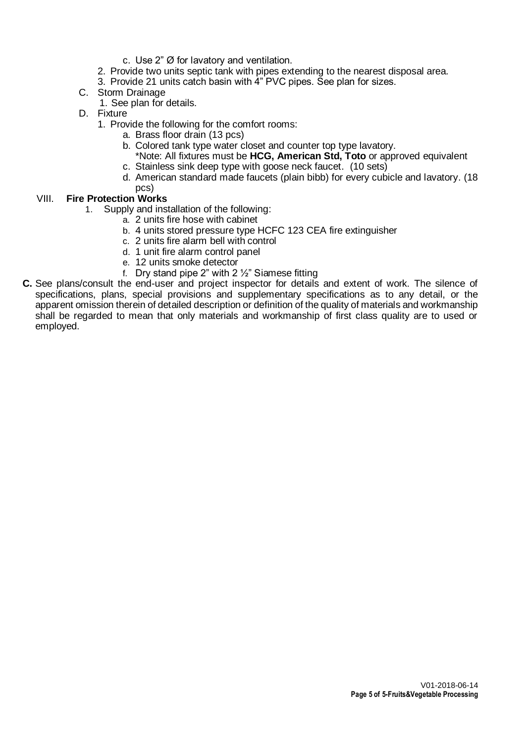c. Use 2" Ø for lavatory and ventilation.

2. Provide two units septic tank with pipes extending to the nearest disposal area.
3. Provide 21 units catch basin with 4" PVC pipes. See plan for sizes.

C. Storm Drainage

1. See plan for details.

D. Fixture

1. Provide the following for the comfort rooms:
   a. Brass floor drain (13 pcs)
   b. Colored tank type water closet and counter top type lavatory.
      *Note: All fixtures must be **HCG, American Std, Toto** or approved equivalent
   c. Stainless sink deep type with goose neck faucet. (10 sets)
   d. American standard made faucets (plain bibb) for every cubicle and lavatory. (18 pcs)

## VIII. **Fire Protection Works**

1. Supply and installation of the following:
   a. 2 units fire hose with cabinet
   b. 4 units stored pressure type HCFC 123 CEA fire extinguisher
   c. 2 units fire alarm bell with control
   d. 1 unit fire alarm control panel
   e. 12 units smoke detector
   f. Dry stand pipe 2" with 2 ½" Siamese fitting

**C.** See plans/consult the end-user and project inspector for details and extent of work. The silence of specifications, plans, special provisions and supplementary specifications as to any detail, or the apparent omission therein of detailed description or definition of the quality of materials and workmanship shall be regarded to mean that only materials and workmanship of first class quality are to used or employed.